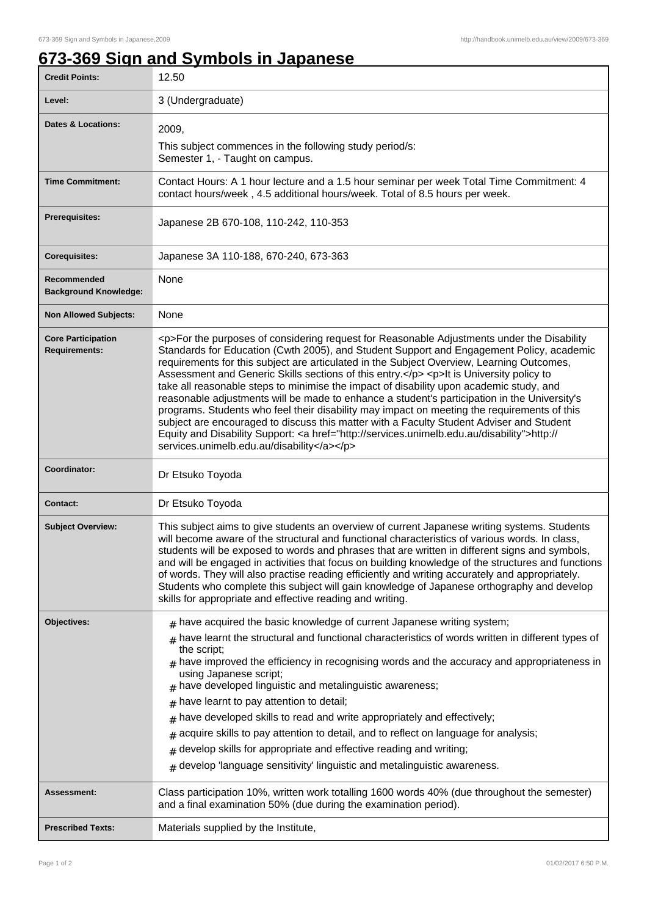# 673-369 Sign and Symbols in Japanese

| | |
|---|---|
| **Credit Points:** | 12.50 |
| **Level:** | 3 (Undergraduate) |
| **Dates & Locations:** | 2009,<br>This subject commences in the following study period/s:<br>Semester 1, - Taught on campus. |
| **Time Commitment:** | Contact Hours: A 1 hour lecture and a 1.5 hour seminar per week Total Time Commitment: 4 contact hours/week , 4.5 additional hours/week. Total of 8.5 hours per week. |
| **Prerequisites:** | Japanese 2B 670-108, 110-242, 110-353 |
| **Corequisites:** | Japanese 3A 110-188, 670-240, 673-363 |
| **Recommended Background Knowledge:** | None |
| **Non Allowed Subjects:** | None |
| **Core Participation Requirements:** | <p>For the purposes of considering request for Reasonable Adjustments under the Disability Standards for Education (Cwth 2005), and Student Support and Engagement Policy, academic requirements for this subject are articulated in the Subject Overview, Learning Outcomes, Assessment and Generic Skills sections of this entry.</p> <p>It is University policy to take all reasonable steps to minimise the impact of disability upon academic study, and reasonable adjustments will be made to enhance a student's participation in the University's programs. Students who feel their disability may impact on meeting the requirements of this subject are encouraged to discuss this matter with a Faculty Student Adviser and Student Equity and Disability Support: <a href="http://services.unimelb.edu.au/disability">http://services.unimelb.edu.au/disability</a></p> |
| **Coordinator:** | Dr Etsuko Toyoda |
| **Contact:** | Dr Etsuko Toyoda |
| **Subject Overview:** | This subject aims to give students an overview of current Japanese writing systems. Students will become aware of the structural and functional characteristics of various words. In class, students will be exposed to words and phrases that are written in different signs and symbols, and will be engaged in activities that focus on building knowledge of the structures and functions of words. They will also practise reading efficiently and writing accurately and appropriately. Students who complete this subject will gain knowledge of Japanese orthography and develop skills for appropriate and effective reading and writing. |
| **Objectives:** | # have acquired the basic knowledge of current Japanese writing system;<br># have learnt the structural and functional characteristics of words written in different types of the script;<br># have improved the efficiency in recognising words and the accuracy and appropriateness in using Japanese script;<br># have developed linguistic and metalinguistic awareness;<br># have learnt to pay attention to detail;<br># have developed skills to read and write appropriately and effectively;<br># acquire skills to pay attention to detail, and to reflect on language for analysis;<br># develop skills for appropriate and effective reading and writing;<br># develop 'language sensitivity' linguistic and metalinguistic awareness. |
| **Assessment:** | Class participation 10%, written work totalling 1600 words 40% (due throughout the semester) and a final examination 50% (due during the examination period). |
| **Prescribed Texts:** | Materials supplied by the Institute, |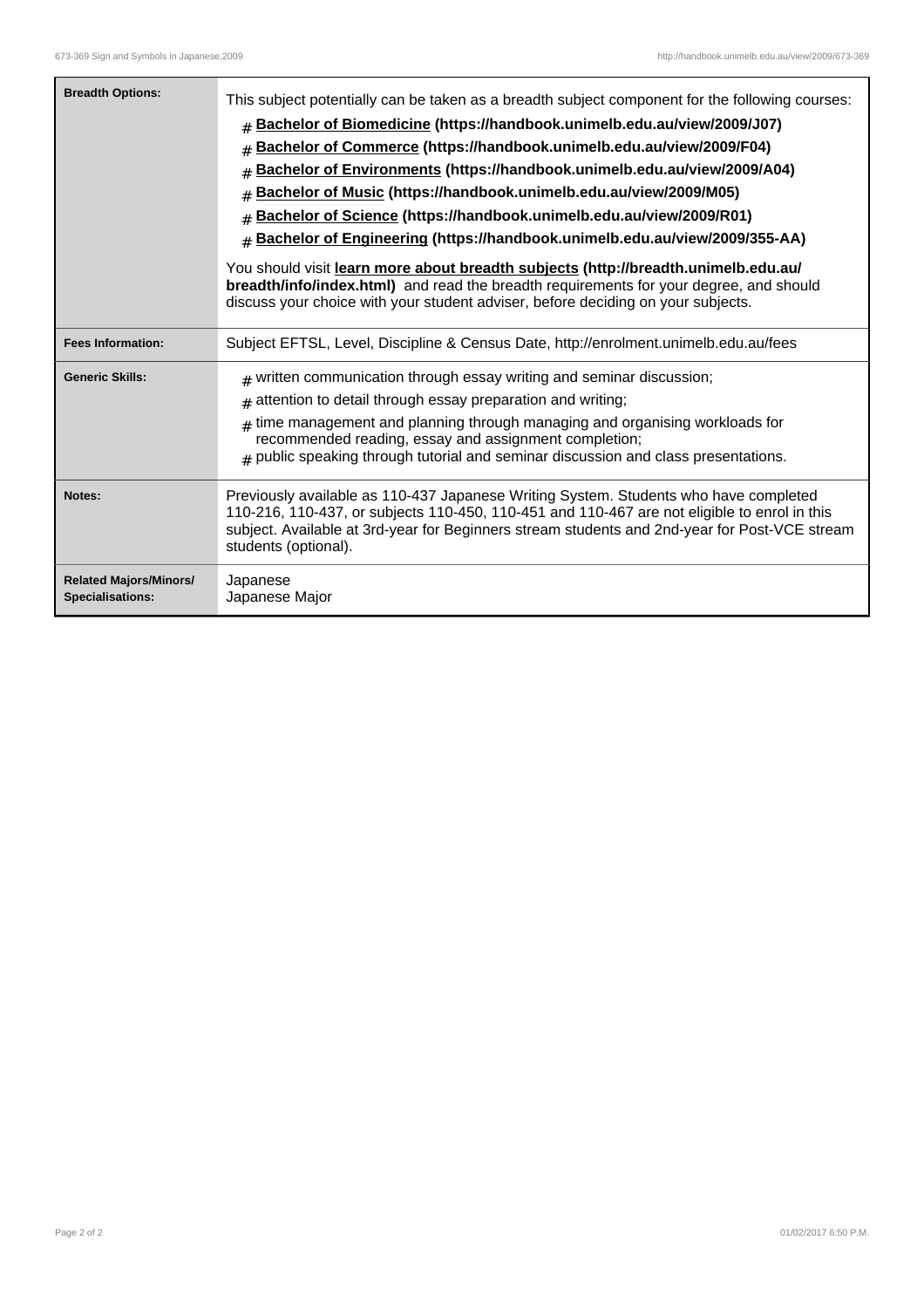| | |
|---|---|
| **Breadth Options:** | This subject potentially can be taken as a breadth subject component for the following courses:<br># **Bachelor of Biomedicine (https://handbook.unimelb.edu.au/view/2009/J07)**<br># **Bachelor of Commerce (https://handbook.unimelb.edu.au/view/2009/F04)**<br># **Bachelor of Environments (https://handbook.unimelb.edu.au/view/2009/A04)**<br># **Bachelor of Music (https://handbook.unimelb.edu.au/view/2009/M05)**<br># **Bachelor of Science (https://handbook.unimelb.edu.au/view/2009/R01)**<br># **Bachelor of Engineering (https://handbook.unimelb.edu.au/view/2009/355-AA)**<br><br>You should visit **learn more about breadth subjects (http://breadth.unimelb.edu.au/breadth/info/index.html)** and read the breadth requirements for your degree, and should discuss your choice with your student adviser, before deciding on your subjects. |
| **Fees Information:** | Subject EFTSL, Level, Discipline & Census Date, http://enrolment.unimelb.edu.au/fees |
| **Generic Skills:** | # written communication through essay writing and seminar discussion;<br># attention to detail through essay preparation and writing;<br># time management and planning through managing and organising workloads for recommended reading, essay and assignment completion;<br># public speaking through tutorial and seminar discussion and class presentations. |
| **Notes:** | Previously available as 110-437 Japanese Writing System. Students who have completed 110-216, 110-437, or subjects 110-450, 110-451 and 110-467 are not eligible to enrol in this subject. Available at 3rd-year for Beginners stream students and 2nd-year for Post-VCE stream students (optional). |
| **Related Majors/Minors/ Specialisations:** | Japanese<br>Japanese Major |